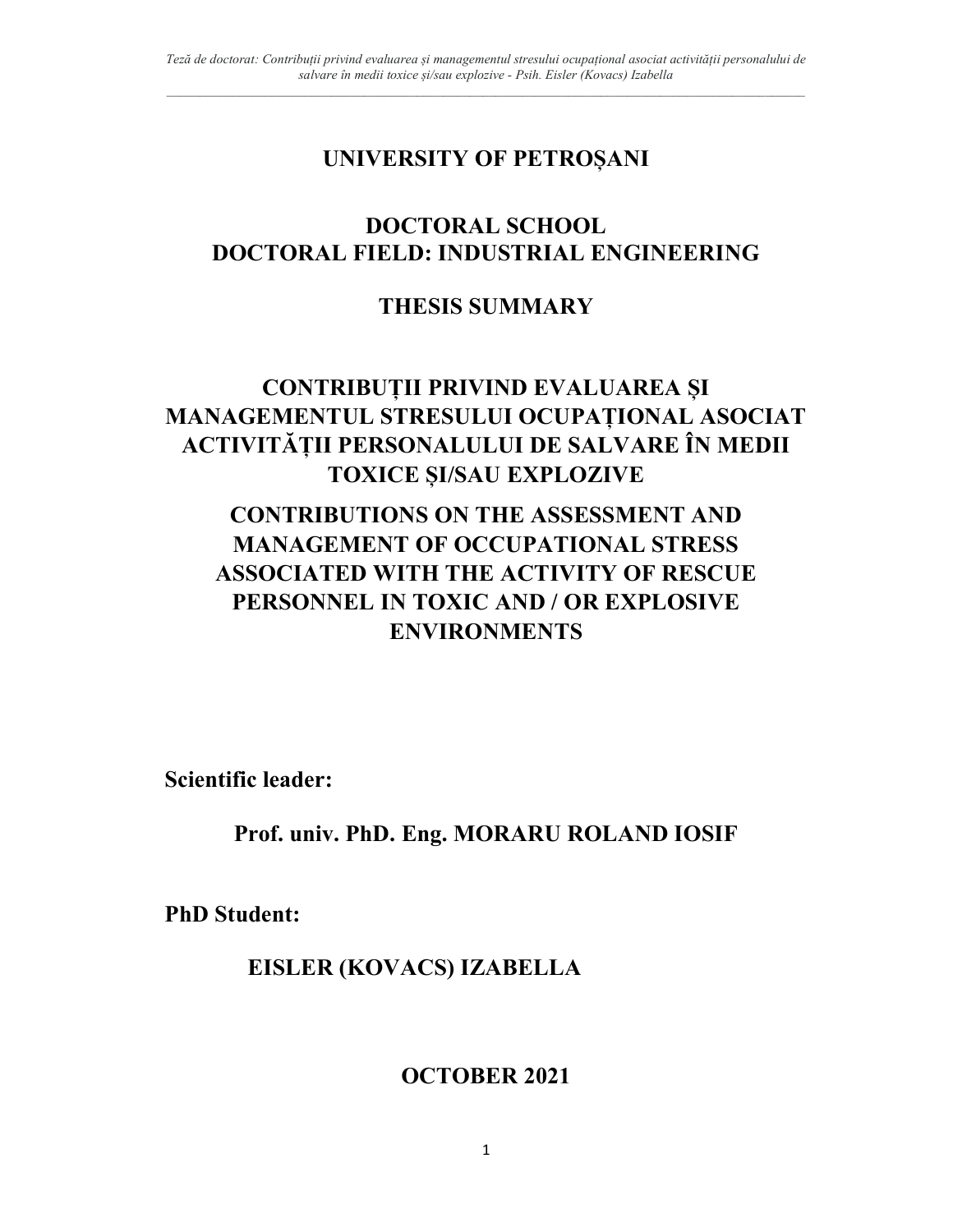# UNIVERSITY OF PETROȘANI

## DOCTORAL SCHOOL
## DOCTORAL FIELD: INDUSTRIAL ENGINEERING

## THESIS SUMMARY

# CONTRIBUȚII PRIVIND EVALUAREA ȘI MANAGEMENTUL STRESULUI OCUPAȚIONAL ASOCIAT ACTIVITĂȚII PERSONALULUI DE SALVARE ÎN MEDII TOXICE ȘI/SAU EXPLOZIVE

# CONTRIBUTIONS ON THE ASSESSMENT AND MANAGEMENT OF OCCUPATIONAL STRESS ASSOCIATED WITH THE ACTIVITY OF RESCUE PERSONNEL IN TOXIC AND / OR EXPLOSIVE ENVIRONMENTS

**Scientific leader:**

**Prof. univ. PhD. Eng. MORARU ROLAND IOSIF**

**PhD Student:**

**EISLER (KOVACS) IZABELLA**

**OCTOBER 2021**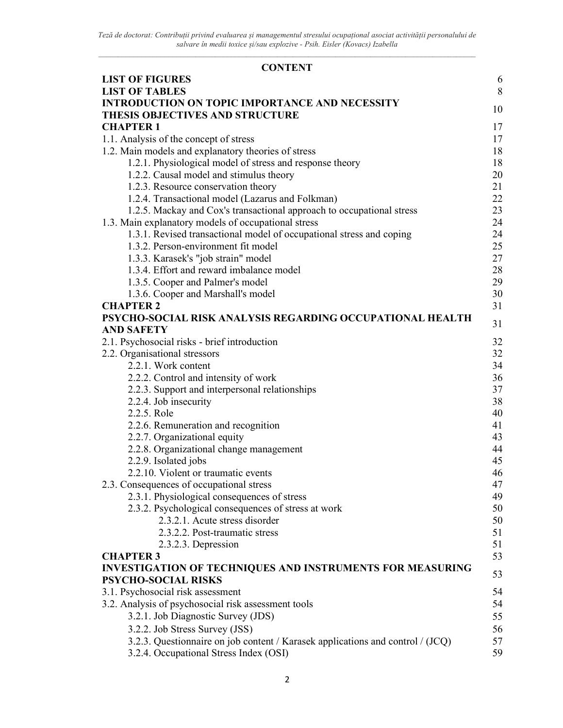## CONTENT

| | |
|---|---|
| **LIST OF FIGURES** | 6 |
| **LIST OF TABLES** | 8 |
| **INTRODUCTION ON TOPIC IMPORTANCE AND NECESSITY THESIS OBJECTIVES AND STRUCTURE** | 10 |
| **CHAPTER 1** | 17 |
| 1.1. Analysis of the concept of stress | 17 |
| 1.2. Main models and explanatory theories of stress | 18 |
| 1.2.1. Physiological model of stress and response theory | 18 |
| 1.2.2. Causal model and stimulus theory | 20 |
| 1.2.3. Resource conservation theory | 21 |
| 1.2.4. Transactional model (Lazarus and Folkman) | 22 |
| 1.2.5. Mackay and Cox's transactional approach to occupational stress | 23 |
| 1.3. Main explanatory models of occupational stress | 24 |
| 1.3.1. Revised transactional model of occupational stress and coping | 24 |
| 1.3.2. Person-environment fit model | 25 |
| 1.3.3. Karasek's "job strain" model | 27 |
| 1.3.4. Effort and reward imbalance model | 28 |
| 1.3.5. Cooper and Palmer's model | 29 |
| 1.3.6. Cooper and Marshall's model | 30 |
| **CHAPTER 2** | 31 |
| **PSYCHO-SOCIAL RISK ANALYSIS REGARDING OCCUPATIONAL HEALTH AND SAFETY** | 31 |
| 2.1. Psychosocial risks - brief introduction | 32 |
| 2.2. Organisational stressors | 32 |
| 2.2.1. Work content | 34 |
| 2.2.2. Control and intensity of work | 36 |
| 2.2.3. Support and interpersonal relationships | 37 |
| 2.2.4. Job insecurity | 38 |
| 2.2.5. Role | 40 |
| 2.2.6. Remuneration and recognition | 41 |
| 2.2.7. Organizational equity | 43 |
| 2.2.8. Organizational change management | 44 |
| 2.2.9. Isolated jobs | 45 |
| 2.2.10. Violent or traumatic events | 46 |
| 2.3. Consequences of occupational stress | 47 |
| 2.3.1. Physiological consequences of stress | 49 |
| 2.3.2. Psychological consequences of stress at work | 50 |
| 2.3.2.1. Acute stress disorder | 50 |
| 2.3.2.2. Post-traumatic stress | 51 |
| 2.3.2.3. Depression | 51 |
| **CHAPTER 3** | 53 |
| **INVESTIGATION OF TECHNIQUES AND INSTRUMENTS FOR MEASURING PSYCHO-SOCIAL RISKS** | 53 |
| 3.1. Psychosocial risk assessment | 54 |
| 3.2. Analysis of psychosocial risk assessment tools | 54 |
| 3.2.1. Job Diagnostic Survey (JDS) | 55 |
| 3.2.2. Job Stress Survey (JSS) | 56 |
| 3.2.3. Questionnaire on job content / Karasek applications and control / (JCQ) | 57 |
| 3.2.4. Occupational Stress Index (OSI) | 59 |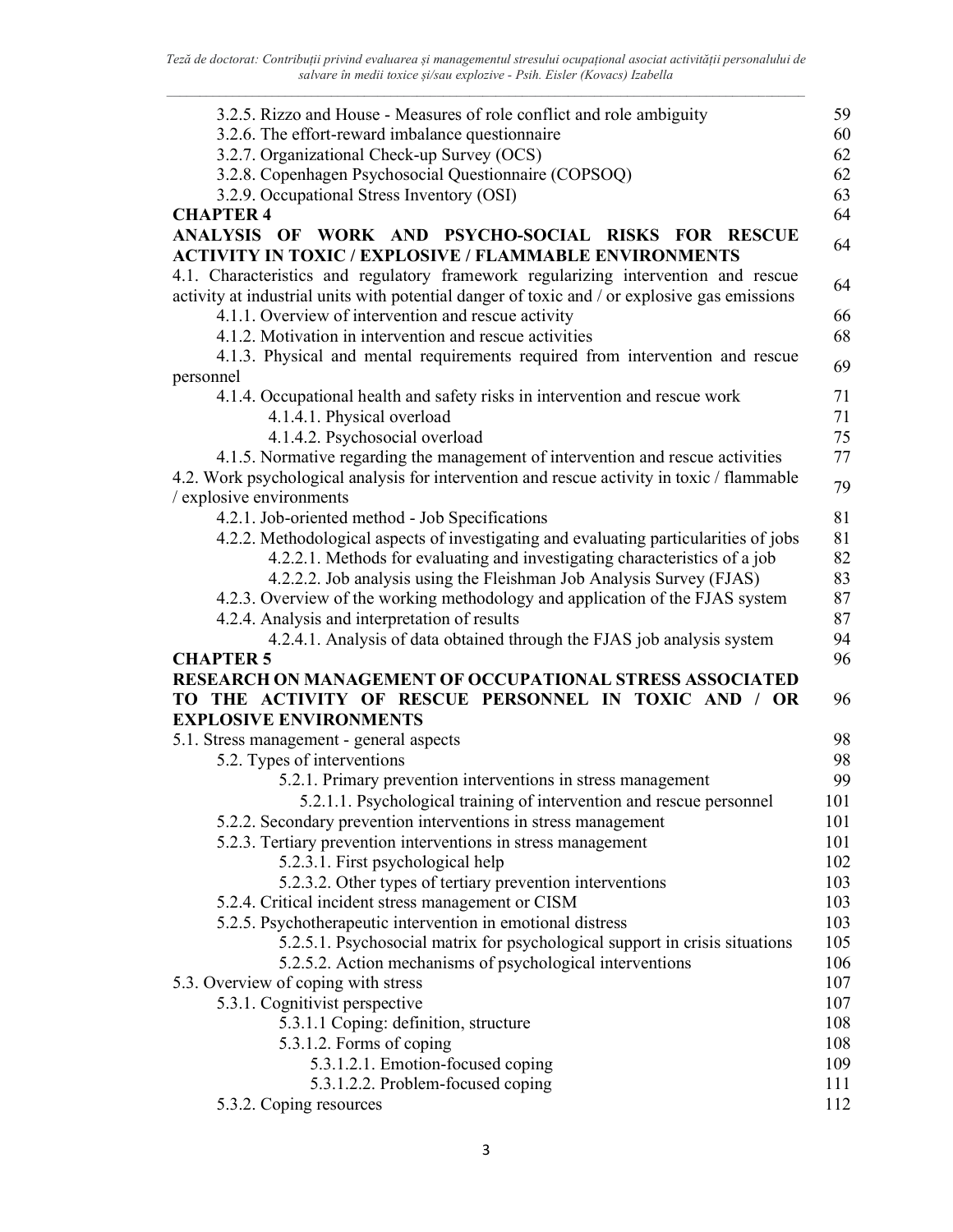| | |
|---|---|
| 3.2.5. Rizzo and House - Measures of role conflict and role ambiguity | 59 |
| 3.2.6. The effort-reward imbalance questionnaire | 60 |
| 3.2.7. Organizational Check-up Survey (OCS) | 62 |
| 3.2.8. Copenhagen Psychosocial Questionnaire (COPSOQ) | 62 |
| 3.2.9. Occupational Stress Inventory (OSI) | 63 |
| **CHAPTER 4** | 64 |
| **ANALYSIS OF WORK AND PSYCHO-SOCIAL RISKS FOR RESCUE ACTIVITY IN TOXIC / EXPLOSIVE / FLAMMABLE ENVIRONMENTS** | 64 |
| 4.1. Characteristics and regulatory framework regularizing intervention and rescue activity at industrial units with potential danger of toxic and / or explosive gas emissions | 64 |
| 4.1.1. Overview of intervention and rescue activity | 66 |
| 4.1.2. Motivation in intervention and rescue activities | 68 |
| 4.1.3. Physical and mental requirements required from intervention and rescue personnel | 69 |
| 4.1.4. Occupational health and safety risks in intervention and rescue work | 71 |
| 4.1.4.1. Physical overload | 71 |
| 4.1.4.2. Psychosocial overload | 75 |
| 4.1.5. Normative regarding the management of intervention and rescue activities | 77 |
| 4.2. Work psychological analysis for intervention and rescue activity in toxic / flammable / explosive environments | 79 |
| 4.2.1. Job-oriented method - Job Specifications | 81 |
| 4.2.2. Methodological aspects of investigating and evaluating particularities of jobs | 81 |
| 4.2.2.1. Methods for evaluating and investigating characteristics of a job | 82 |
| 4.2.2.2. Job analysis using the Fleishman Job Analysis Survey (FJAS) | 83 |
| 4.2.3. Overview of the working methodology and application of the FJAS system | 87 |
| 4.2.4. Analysis and interpretation of results | 87 |
| 4.2.4.1. Analysis of data obtained through the FJAS job analysis system | 94 |
| **CHAPTER 5** | 96 |
| **RESEARCH ON MANAGEMENT OF OCCUPATIONAL STRESS ASSOCIATED TO THE ACTIVITY OF RESCUE PERSONNEL IN TOXIC AND / OR EXPLOSIVE ENVIRONMENTS** | 96 |
| 5.1. Stress management - general aspects | 98 |
| 5.2. Types of interventions | 98 |
| 5.2.1. Primary prevention interventions in stress management | 99 |
| 5.2.1.1. Psychological training of intervention and rescue personnel | 101 |
| 5.2.2. Secondary prevention interventions in stress management | 101 |
| 5.2.3. Tertiary prevention interventions in stress management | 101 |
| 5.2.3.1. First psychological help | 102 |
| 5.2.3.2. Other types of tertiary prevention interventions | 103 |
| 5.2.4. Critical incident stress management or CISM | 103 |
| 5.2.5. Psychotherapeutic intervention in emotional distress | 103 |
| 5.2.5.1. Psychosocial matrix for psychological support in crisis situations | 105 |
| 5.2.5.2. Action mechanisms of psychological interventions | 106 |
| 5.3. Overview of coping with stress | 107 |
| 5.3.1. Cognitivist perspective | 107 |
| 5.3.1.1 Coping: definition, structure | 108 |
| 5.3.1.2. Forms of coping | 108 |
| 5.3.1.2.1. Emotion-focused coping | 109 |
| 5.3.1.2.2. Problem-focused coping | 111 |
| 5.3.2. Coping resources | 112 |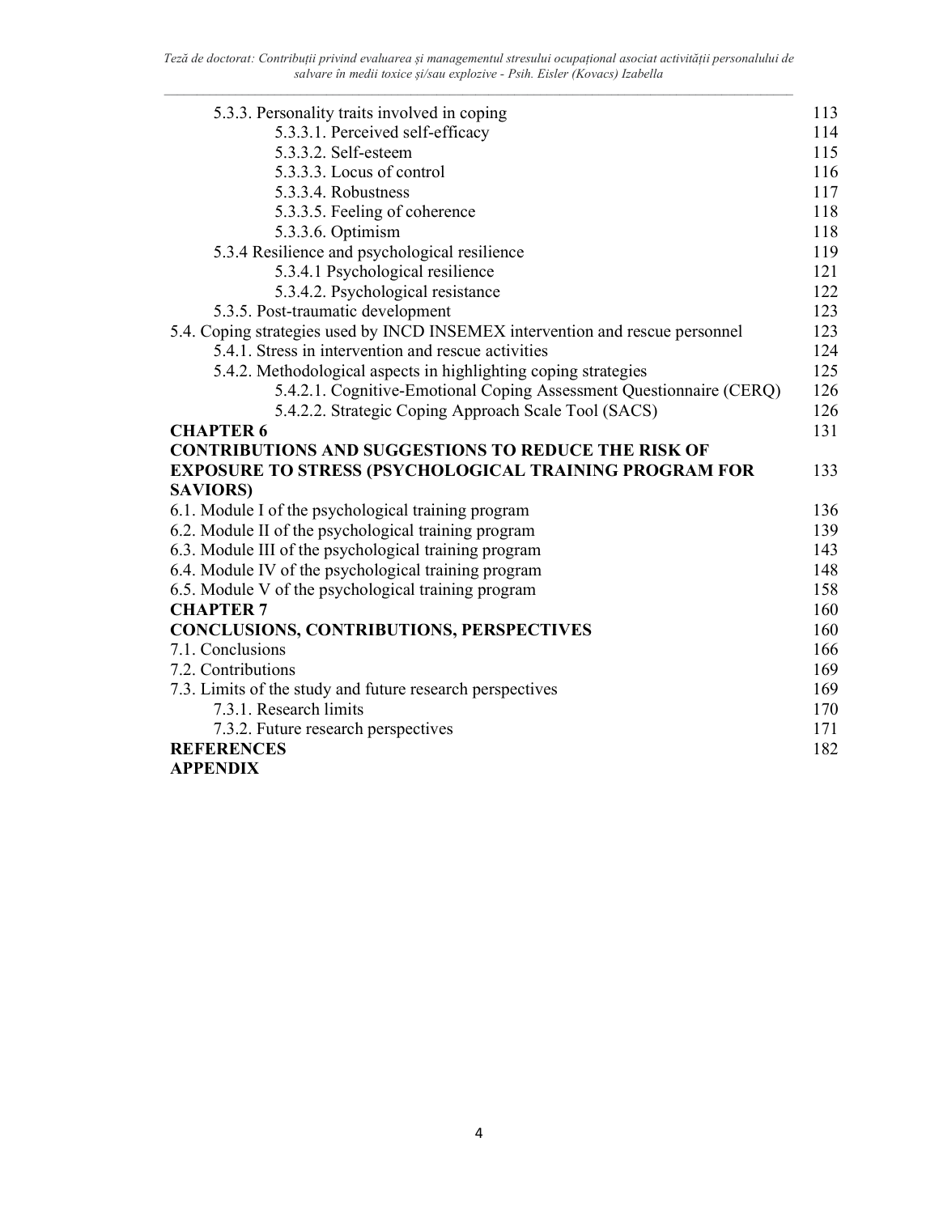| | |
|---|---|
| 5.3.3. Personality traits involved in coping | 113 |
| 5.3.3.1. Perceived self-efficacy | 114 |
| 5.3.3.2. Self-esteem | 115 |
| 5.3.3.3. Locus of control | 116 |
| 5.3.3.4. Robustness | 117 |
| 5.3.3.5. Feeling of coherence | 118 |
| 5.3.3.6. Optimism | 118 |
| 5.3.4 Resilience and psychological resilience | 119 |
| 5.3.4.1 Psychological resilience | 121 |
| 5.3.4.2. Psychological resistance | 122 |
| 5.3.5. Post-traumatic development | 123 |
| 5.4. Coping strategies used by INCD INSEMEX intervention and rescue personnel | 123 |
| 5.4.1. Stress in intervention and rescue activities | 124 |
| 5.4.2. Methodological aspects in highlighting coping strategies | 125 |
| 5.4.2.1. Cognitive-Emotional Coping Assessment Questionnaire (CERQ) | 126 |
| 5.4.2.2. Strategic Coping Approach Scale Tool (SACS) | 126 |
| **CHAPTER 6** | 131 |
| **CONTRIBUTIONS AND SUGGESTIONS TO REDUCE THE RISK OF EXPOSURE TO STRESS (PSYCHOLOGICAL TRAINING PROGRAM FOR SAVIORS)** | 133 |
| 6.1. Module I of the psychological training program | 136 |
| 6.2. Module II of the psychological training program | 139 |
| 6.3. Module III of the psychological training program | 143 |
| 6.4. Module IV of the psychological training program | 148 |
| 6.5. Module V of the psychological training program | 158 |
| **CHAPTER 7** | 160 |
| **CONCLUSIONS, CONTRIBUTIONS, PERSPECTIVES** | 160 |
| 7.1. Conclusions | 166 |
| 7.2. Contributions | 169 |
| 7.3. Limits of the study and future research perspectives | 169 |
| 7.3.1. Research limits | 170 |
| 7.3.2. Future research perspectives | 171 |
| **REFERENCES** | 182 |
| **APPENDIX** | |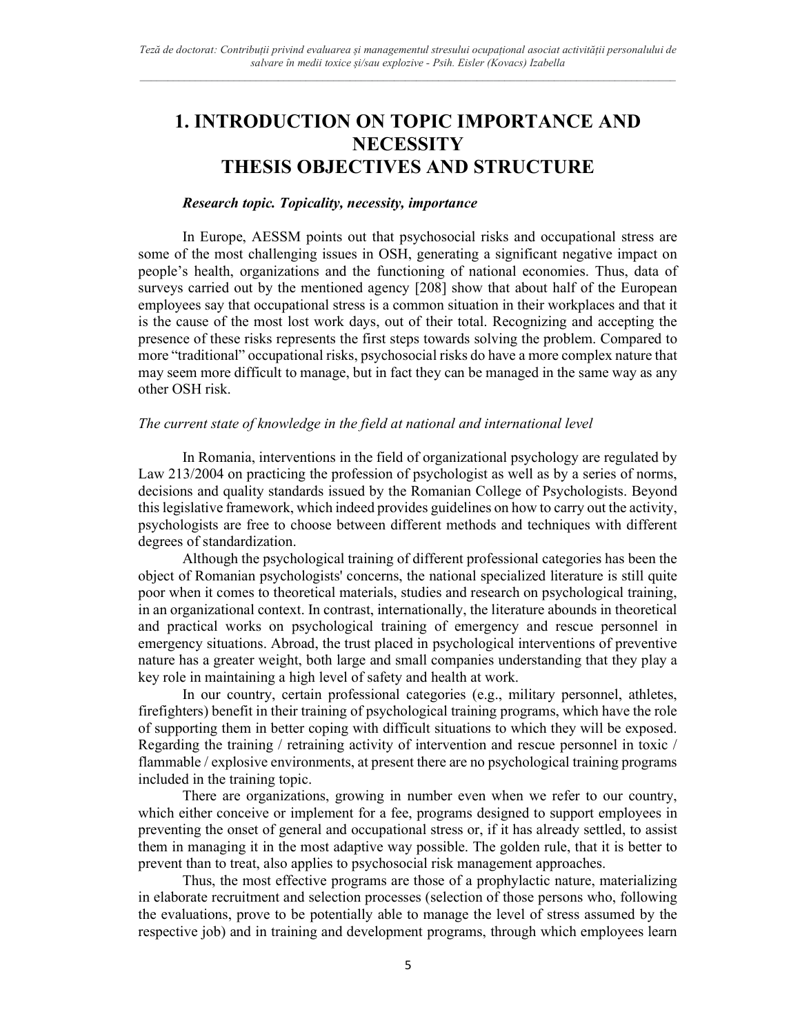# 1. INTRODUCTION ON TOPIC IMPORTANCE AND NECESSITY THESIS OBJECTIVES AND STRUCTURE

***Research topic. Topicality, necessity, importance***

In Europe, AESSM points out that psychosocial risks and occupational stress are some of the most challenging issues in OSH, generating a significant negative impact on people's health, organizations and the functioning of national economies. Thus, data of surveys carried out by the mentioned agency [208] show that about half of the European employees say that occupational stress is a common situation in their workplaces and that it is the cause of the most lost work days, out of their total. Recognizing and accepting the presence of these risks represents the first steps towards solving the problem. Compared to more "traditional" occupational risks, psychosocial risks do have a more complex nature that may seem more difficult to manage, but in fact they can be managed in the same way as any other OSH risk.

*The current state of knowledge in the field at national and international level*

In Romania, interventions in the field of organizational psychology are regulated by Law 213/2004 on practicing the profession of psychologist as well as by a series of norms, decisions and quality standards issued by the Romanian College of Psychologists. Beyond this legislative framework, which indeed provides guidelines on how to carry out the activity, psychologists are free to choose between different methods and techniques with different degrees of standardization.

Although the psychological training of different professional categories has been the object of Romanian psychologists' concerns, the national specialized literature is still quite poor when it comes to theoretical materials, studies and research on psychological training, in an organizational context. In contrast, internationally, the literature abounds in theoretical and practical works on psychological training of emergency and rescue personnel in emergency situations. Abroad, the trust placed in psychological interventions of preventive nature has a greater weight, both large and small companies understanding that they play a key role in maintaining a high level of safety and health at work.

In our country, certain professional categories (e.g., military personnel, athletes, firefighters) benefit in their training of psychological training programs, which have the role of supporting them in better coping with difficult situations to which they will be exposed. Regarding the training / retraining activity of intervention and rescue personnel in toxic / flammable / explosive environments, at present there are no psychological training programs included in the training topic.

There are organizations, growing in number even when we refer to our country, which either conceive or implement for a fee, programs designed to support employees in preventing the onset of general and occupational stress or, if it has already settled, to assist them in managing it in the most adaptive way possible. The golden rule, that it is better to prevent than to treat, also applies to psychosocial risk management approaches.

Thus, the most effective programs are those of a prophylactic nature, materializing in elaborate recruitment and selection processes (selection of those persons who, following the evaluations, prove to be potentially able to manage the level of stress assumed by the respective job) and in training and development programs, through which employees learn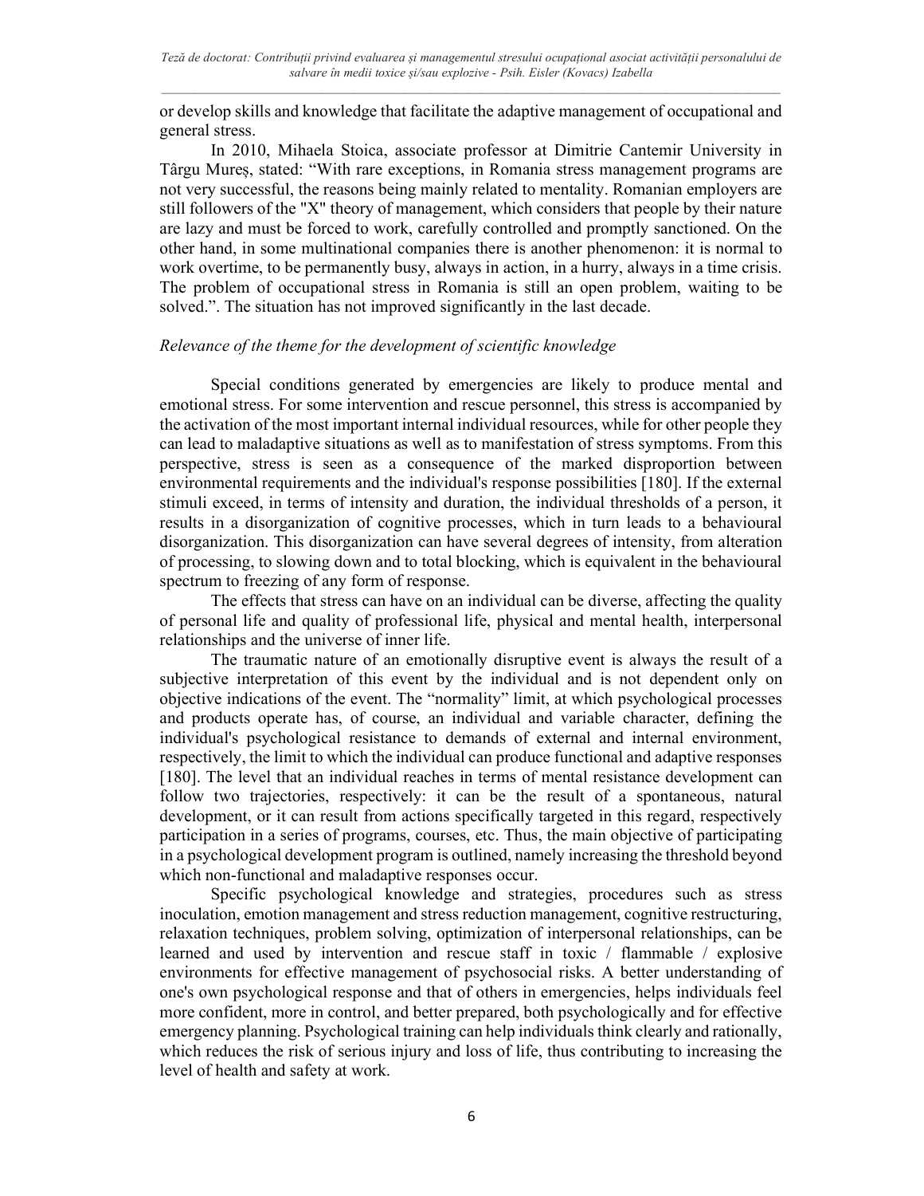or develop skills and knowledge that facilitate the adaptive management of occupational and general stress.

In 2010, Mihaela Stoica, associate professor at Dimitrie Cantemir University in Târgu Mureș, stated: "With rare exceptions, in Romania stress management programs are not very successful, the reasons being mainly related to mentality. Romanian employers are still followers of the "X" theory of management, which considers that people by their nature are lazy and must be forced to work, carefully controlled and promptly sanctioned. On the other hand, in some multinational companies there is another phenomenon: it is normal to work overtime, to be permanently busy, always in action, in a hurry, always in a time crisis. The problem of occupational stress in Romania is still an open problem, waiting to be solved.". The situation has not improved significantly in the last decade.

*Relevance of the theme for the development of scientific knowledge*

Special conditions generated by emergencies are likely to produce mental and emotional stress. For some intervention and rescue personnel, this stress is accompanied by the activation of the most important internal individual resources, while for other people they can lead to maladaptive situations as well as to manifestation of stress symptoms. From this perspective, stress is seen as a consequence of the marked disproportion between environmental requirements and the individual's response possibilities [180]. If the external stimuli exceed, in terms of intensity and duration, the individual thresholds of a person, it results in a disorganization of cognitive processes, which in turn leads to a behavioural disorganization. This disorganization can have several degrees of intensity, from alteration of processing, to slowing down and to total blocking, which is equivalent in the behavioural spectrum to freezing of any form of response.

The effects that stress can have on an individual can be diverse, affecting the quality of personal life and quality of professional life, physical and mental health, interpersonal relationships and the universe of inner life.

The traumatic nature of an emotionally disruptive event is always the result of a subjective interpretation of this event by the individual and is not dependent only on objective indications of the event. The "normality" limit, at which psychological processes and products operate has, of course, an individual and variable character, defining the individual's psychological resistance to demands of external and internal environment, respectively, the limit to which the individual can produce functional and adaptive responses [180]. The level that an individual reaches in terms of mental resistance development can follow two trajectories, respectively: it can be the result of a spontaneous, natural development, or it can result from actions specifically targeted in this regard, respectively participation in a series of programs, courses, etc. Thus, the main objective of participating in a psychological development program is outlined, namely increasing the threshold beyond which non-functional and maladaptive responses occur.

Specific psychological knowledge and strategies, procedures such as stress inoculation, emotion management and stress reduction management, cognitive restructuring, relaxation techniques, problem solving, optimization of interpersonal relationships, can be learned and used by intervention and rescue staff in toxic / flammable / explosive environments for effective management of psychosocial risks. A better understanding of one's own psychological response and that of others in emergencies, helps individuals feel more confident, more in control, and better prepared, both psychologically and for effective emergency planning. Psychological training can help individuals think clearly and rationally, which reduces the risk of serious injury and loss of life, thus contributing to increasing the level of health and safety at work.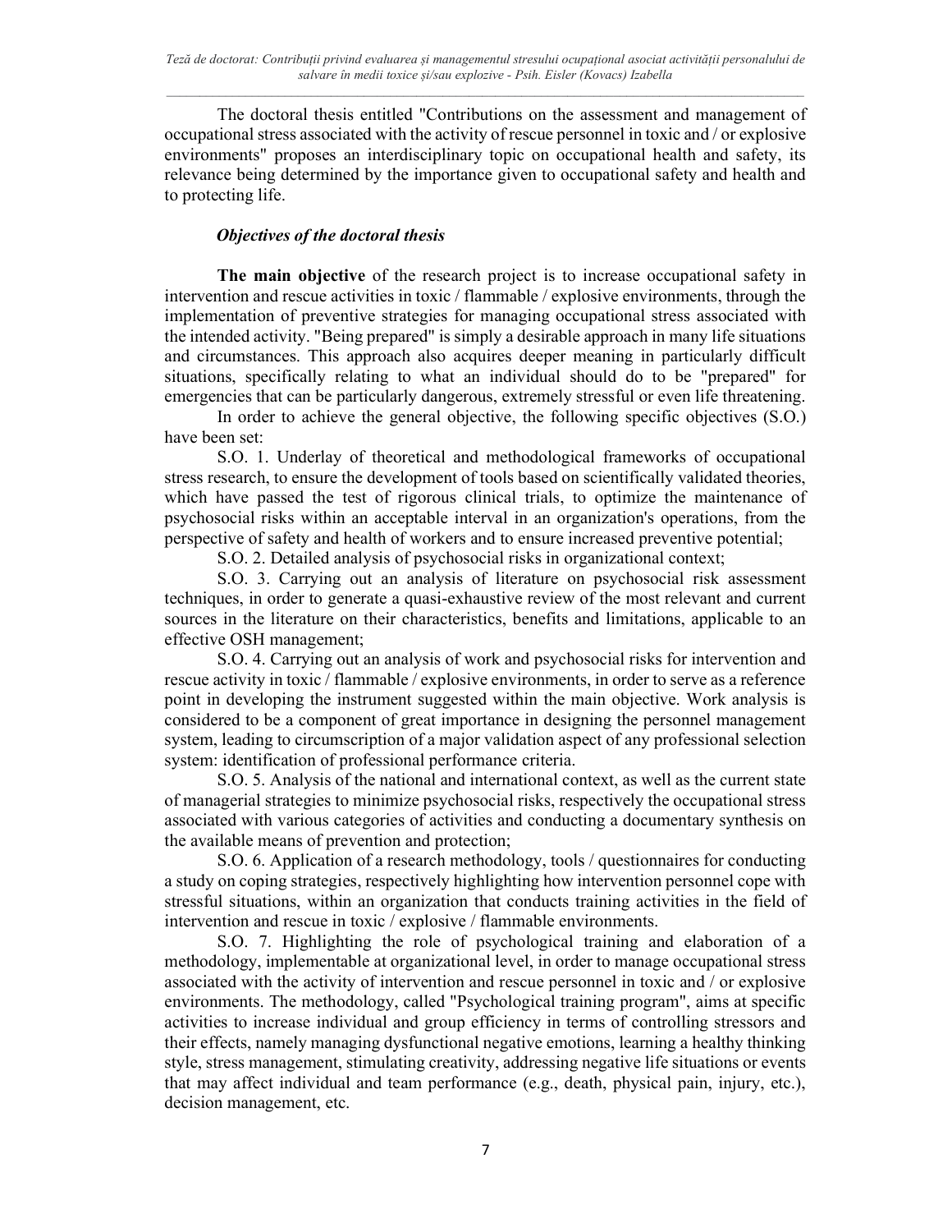The doctoral thesis entitled "Contributions on the assessment and management of occupational stress associated with the activity of rescue personnel in toxic and / or explosive environments" proposes an interdisciplinary topic on occupational health and safety, its relevance being determined by the importance given to occupational safety and health and to protecting life.

### *Objectives of the doctoral thesis*

**The main objective** of the research project is to increase occupational safety in intervention and rescue activities in toxic / flammable / explosive environments, through the implementation of preventive strategies for managing occupational stress associated with the intended activity. "Being prepared" is simply a desirable approach in many life situations and circumstances. This approach also acquires deeper meaning in particularly difficult situations, specifically relating to what an individual should do to be "prepared" for emergencies that can be particularly dangerous, extremely stressful or even life threatening.

In order to achieve the general objective, the following specific objectives (S.O.) have been set:

S.O. 1. Underlay of theoretical and methodological frameworks of occupational stress research, to ensure the development of tools based on scientifically validated theories, which have passed the test of rigorous clinical trials, to optimize the maintenance of psychosocial risks within an acceptable interval in an organization's operations, from the perspective of safety and health of workers and to ensure increased preventive potential;

S.O. 2. Detailed analysis of psychosocial risks in organizational context;

S.O. 3. Carrying out an analysis of literature on psychosocial risk assessment techniques, in order to generate a quasi-exhaustive review of the most relevant and current sources in the literature on their characteristics, benefits and limitations, applicable to an effective OSH management;

S.O. 4. Carrying out an analysis of work and psychosocial risks for intervention and rescue activity in toxic / flammable / explosive environments, in order to serve as a reference point in developing the instrument suggested within the main objective. Work analysis is considered to be a component of great importance in designing the personnel management system, leading to circumscription of a major validation aspect of any professional selection system: identification of professional performance criteria.

S.O. 5. Analysis of the national and international context, as well as the current state of managerial strategies to minimize psychosocial risks, respectively the occupational stress associated with various categories of activities and conducting a documentary synthesis on the available means of prevention and protection;

S.O. 6. Application of a research methodology, tools / questionnaires for conducting a study on coping strategies, respectively highlighting how intervention personnel cope with stressful situations, within an organization that conducts training activities in the field of intervention and rescue in toxic / explosive / flammable environments.

S.O. 7. Highlighting the role of psychological training and elaboration of a methodology, implementable at organizational level, in order to manage occupational stress associated with the activity of intervention and rescue personnel in toxic and / or explosive environments. The methodology, called "Psychological training program", aims at specific activities to increase individual and group efficiency in terms of controlling stressors and their effects, namely managing dysfunctional negative emotions, learning a healthy thinking style, stress management, stimulating creativity, addressing negative life situations or events that may affect individual and team performance (e.g., death, physical pain, injury, etc.), decision management, etc.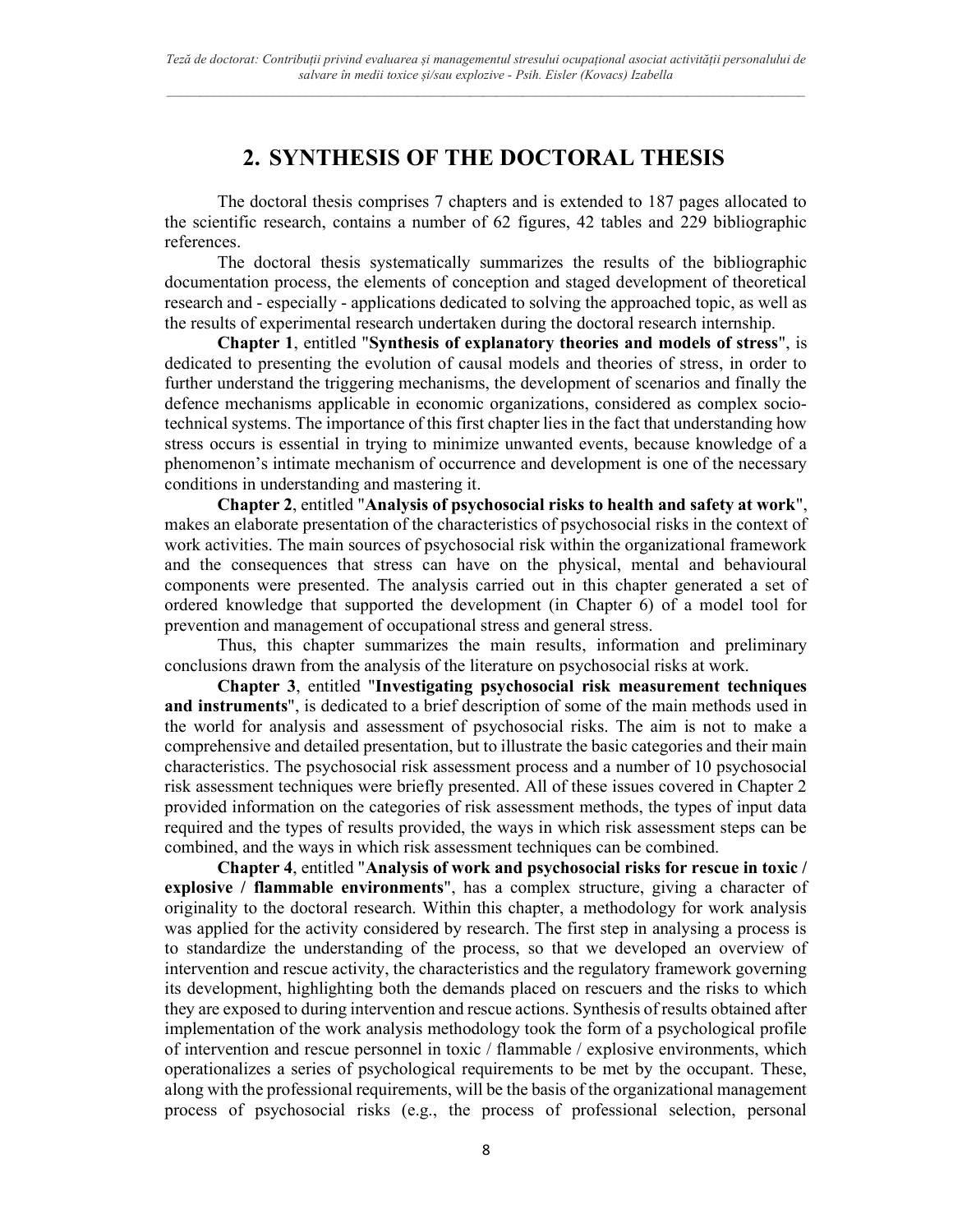# 2. SYNTHESIS OF THE DOCTORAL THESIS

The doctoral thesis comprises 7 chapters and is extended to 187 pages allocated to the scientific research, contains a number of 62 figures, 42 tables and 229 bibliographic references.

The doctoral thesis systematically summarizes the results of the bibliographic documentation process, the elements of conception and staged development of theoretical research and - especially - applications dedicated to solving the approached topic, as well as the results of experimental research undertaken during the doctoral research internship.

**Chapter 1**, entitled "**Synthesis of explanatory theories and models of stress**", is dedicated to presenting the evolution of causal models and theories of stress, in order to further understand the triggering mechanisms, the development of scenarios and finally the defence mechanisms applicable in economic organizations, considered as complex socio-technical systems. The importance of this first chapter lies in the fact that understanding how stress occurs is essential in trying to minimize unwanted events, because knowledge of a phenomenon's intimate mechanism of occurrence and development is one of the necessary conditions in understanding and mastering it.

**Chapter 2**, entitled "**Analysis of psychosocial risks to health and safety at work**", makes an elaborate presentation of the characteristics of psychosocial risks in the context of work activities. The main sources of psychosocial risk within the organizational framework and the consequences that stress can have on the physical, mental and behavioural components were presented. The analysis carried out in this chapter generated a set of ordered knowledge that supported the development (in Chapter 6) of a model tool for prevention and management of occupational stress and general stress.

Thus, this chapter summarizes the main results, information and preliminary conclusions drawn from the analysis of the literature on psychosocial risks at work.

**Chapter 3**, entitled "**Investigating psychosocial risk measurement techniques and instruments**", is dedicated to a brief description of some of the main methods used in the world for analysis and assessment of psychosocial risks. The aim is not to make a comprehensive and detailed presentation, but to illustrate the basic categories and their main characteristics. The psychosocial risk assessment process and a number of 10 psychosocial risk assessment techniques were briefly presented. All of these issues covered in Chapter 2 provided information on the categories of risk assessment methods, the types of input data required and the types of results provided, the ways in which risk assessment steps can be combined, and the ways in which risk assessment techniques can be combined.

**Chapter 4**, entitled "**Analysis of work and psychosocial risks for rescue in toxic / explosive / flammable environments**", has a complex structure, giving a character of originality to the doctoral research. Within this chapter, a methodology for work analysis was applied for the activity considered by research. The first step in analysing a process is to standardize the understanding of the process, so that we developed an overview of intervention and rescue activity, the characteristics and the regulatory framework governing its development, highlighting both the demands placed on rescuers and the risks to which they are exposed to during intervention and rescue actions. Synthesis of results obtained after implementation of the work analysis methodology took the form of a psychological profile of intervention and rescue personnel in toxic / flammable / explosive environments, which operationalizes a series of psychological requirements to be met by the occupant. These, along with the professional requirements, will be the basis of the organizational management process of psychosocial risks (e.g., the process of professional selection, personal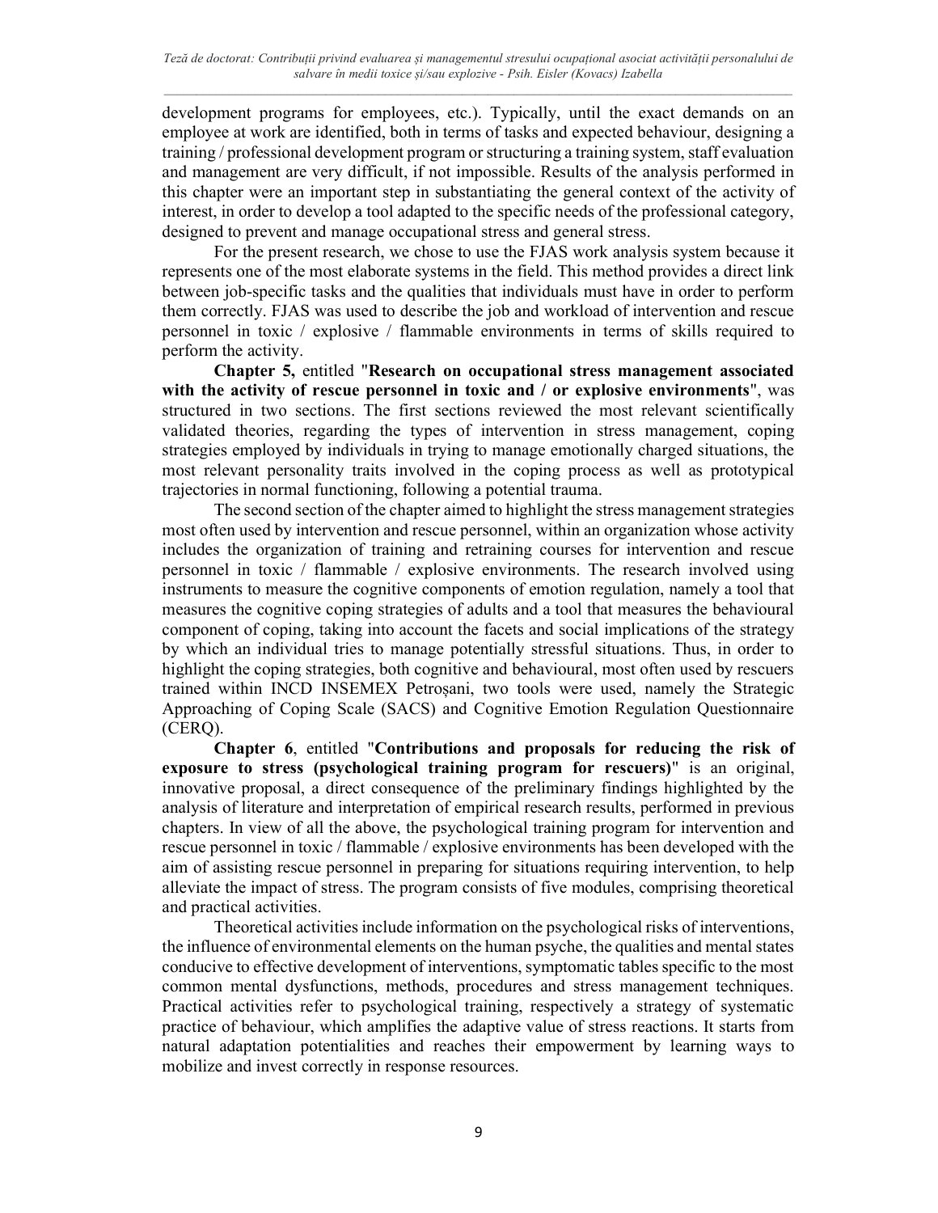development programs for employees, etc.). Typically, until the exact demands on an employee at work are identified, both in terms of tasks and expected behaviour, designing a training / professional development program or structuring a training system, staff evaluation and management are very difficult, if not impossible. Results of the analysis performed in this chapter were an important step in substantiating the general context of the activity of interest, in order to develop a tool adapted to the specific needs of the professional category, designed to prevent and manage occupational stress and general stress.

For the present research, we chose to use the FJAS work analysis system because it represents one of the most elaborate systems in the field. This method provides a direct link between job-specific tasks and the qualities that individuals must have in order to perform them correctly. FJAS was used to describe the job and workload of intervention and rescue personnel in toxic / explosive / flammable environments in terms of skills required to perform the activity.

**Chapter 5,** entitled "**Research on occupational stress management associated with the activity of rescue personnel in toxic and / or explosive environments**", was structured in two sections. The first sections reviewed the most relevant scientifically validated theories, regarding the types of intervention in stress management, coping strategies employed by individuals in trying to manage emotionally charged situations, the most relevant personality traits involved in the coping process as well as prototypical trajectories in normal functioning, following a potential trauma.

The second section of the chapter aimed to highlight the stress management strategies most often used by intervention and rescue personnel, within an organization whose activity includes the organization of training and retraining courses for intervention and rescue personnel in toxic / flammable / explosive environments. The research involved using instruments to measure the cognitive components of emotion regulation, namely a tool that measures the cognitive coping strategies of adults and a tool that measures the behavioural component of coping, taking into account the facets and social implications of the strategy by which an individual tries to manage potentially stressful situations. Thus, in order to highlight the coping strategies, both cognitive and behavioural, most often used by rescuers trained within INCD INSEMEX Petroșani, two tools were used, namely the Strategic Approaching of Coping Scale (SACS) and Cognitive Emotion Regulation Questionnaire (CERQ).

**Chapter 6**, entitled "**Contributions and proposals for reducing the risk of exposure to stress (psychological training program for rescuers)**" is an original, innovative proposal, a direct consequence of the preliminary findings highlighted by the analysis of literature and interpretation of empirical research results, performed in previous chapters. In view of all the above, the psychological training program for intervention and rescue personnel in toxic / flammable / explosive environments has been developed with the aim of assisting rescue personnel in preparing for situations requiring intervention, to help alleviate the impact of stress. The program consists of five modules, comprising theoretical and practical activities.

Theoretical activities include information on the psychological risks of interventions, the influence of environmental elements on the human psyche, the qualities and mental states conducive to effective development of interventions, symptomatic tables specific to the most common mental dysfunctions, methods, procedures and stress management techniques. Practical activities refer to psychological training, respectively a strategy of systematic practice of behaviour, which amplifies the adaptive value of stress reactions. It starts from natural adaptation potentialities and reaches their empowerment by learning ways to mobilize and invest correctly in response resources.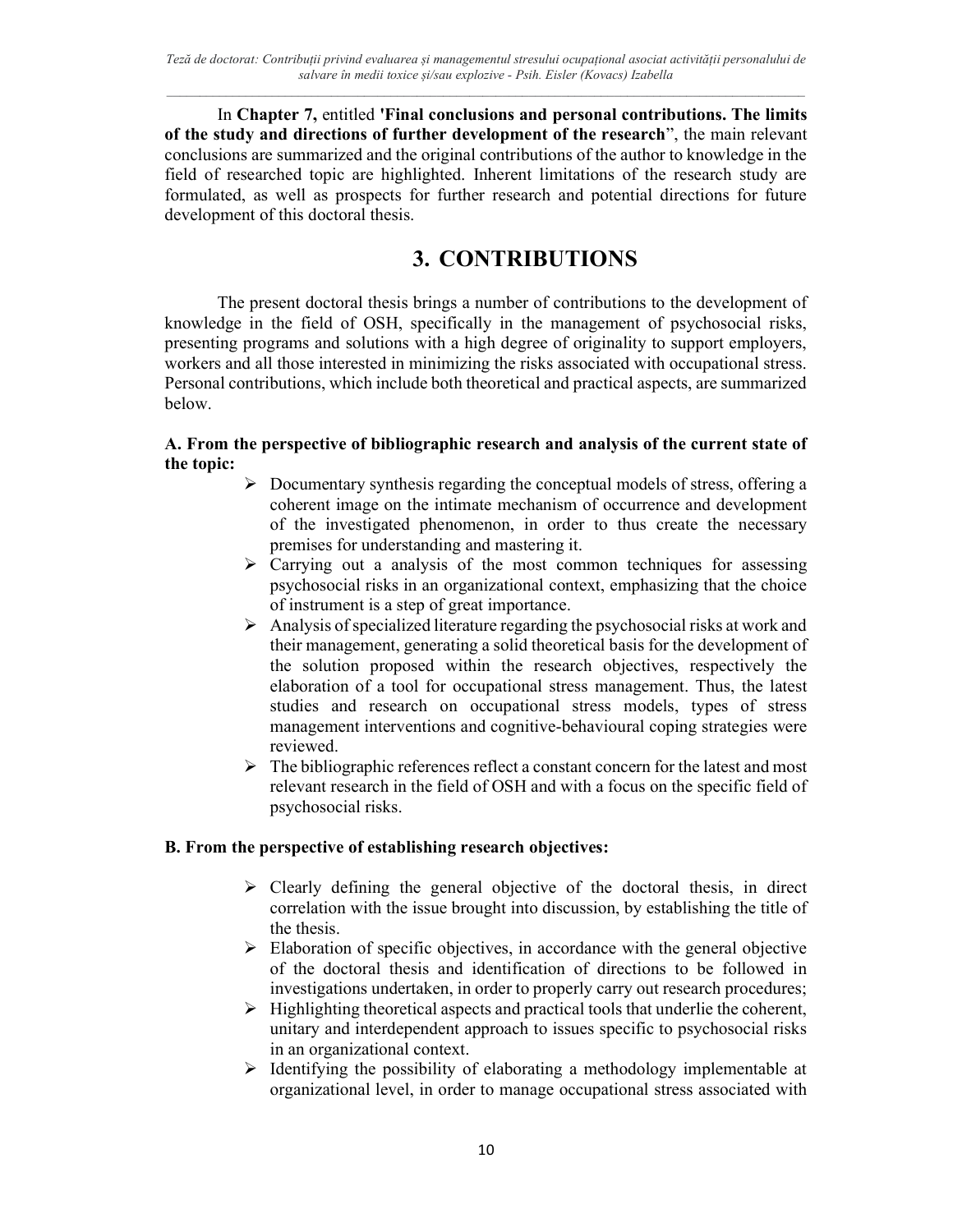In **Chapter 7,** entitled **'Final conclusions and personal contributions. The limits of the study and directions of further development of the research**", the main relevant conclusions are summarized and the original contributions of the author to knowledge in the field of researched topic are highlighted. Inherent limitations of the research study are formulated, as well as prospects for further research and potential directions for future development of this doctoral thesis.

# 3. CONTRIBUTIONS

The present doctoral thesis brings a number of contributions to the development of knowledge in the field of OSH, specifically in the management of psychosocial risks, presenting programs and solutions with a high degree of originality to support employers, workers and all those interested in minimizing the risks associated with occupational stress. Personal contributions, which include both theoretical and practical aspects, are summarized below.

**A. From the perspective of bibliographic research and analysis of the current state of the topic:**

- Documentary synthesis regarding the conceptual models of stress, offering a coherent image on the intimate mechanism of occurrence and development of the investigated phenomenon, in order to thus create the necessary premises for understanding and mastering it.
- Carrying out a analysis of the most common techniques for assessing psychosocial risks in an organizational context, emphasizing that the choice of instrument is a step of great importance.
- Analysis of specialized literature regarding the psychosocial risks at work and their management, generating a solid theoretical basis for the development of the solution proposed within the research objectives, respectively the elaboration of a tool for occupational stress management. Thus, the latest studies and research on occupational stress models, types of stress management interventions and cognitive-behavioural coping strategies were reviewed.
- The bibliographic references reflect a constant concern for the latest and most relevant research in the field of OSH and with a focus on the specific field of psychosocial risks.

**B. From the perspective of establishing research objectives:**

- Clearly defining the general objective of the doctoral thesis, in direct correlation with the issue brought into discussion, by establishing the title of the thesis.
- Elaboration of specific objectives, in accordance with the general objective of the doctoral thesis and identification of directions to be followed in investigations undertaken, in order to properly carry out research procedures;
- Highlighting theoretical aspects and practical tools that underlie the coherent, unitary and interdependent approach to issues specific to psychosocial risks in an organizational context.
- Identifying the possibility of elaborating a methodology implementable at organizational level, in order to manage occupational stress associated with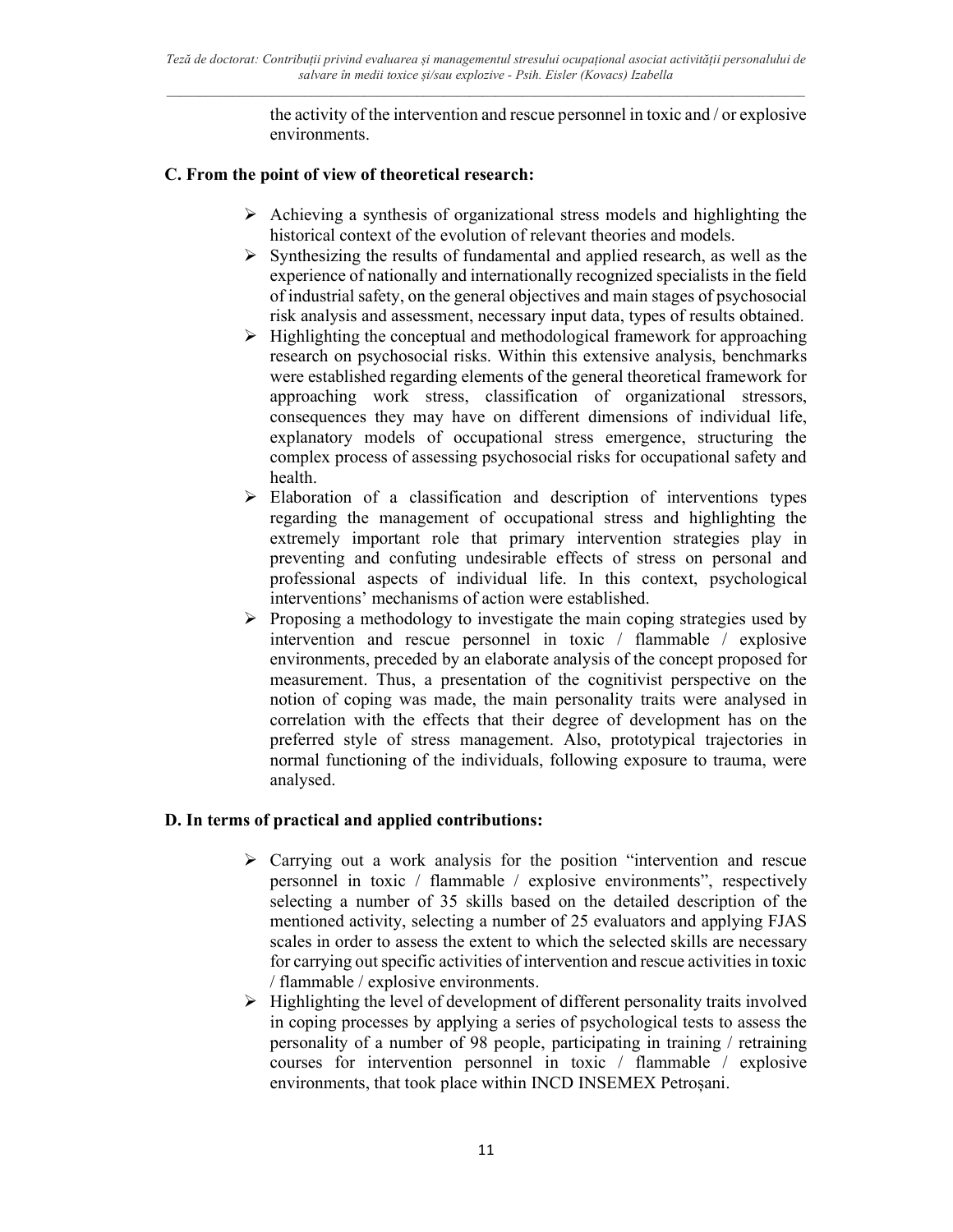the activity of the intervention and rescue personnel in toxic and / or explosive environments.

**C. From the point of view of theoretical research:**

- Achieving a synthesis of organizational stress models and highlighting the historical context of the evolution of relevant theories and models.
- Synthesizing the results of fundamental and applied research, as well as the experience of nationally and internationally recognized specialists in the field of industrial safety, on the general objectives and main stages of psychosocial risk analysis and assessment, necessary input data, types of results obtained.
- Highlighting the conceptual and methodological framework for approaching research on psychosocial risks. Within this extensive analysis, benchmarks were established regarding elements of the general theoretical framework for approaching work stress, classification of organizational stressors, consequences they may have on different dimensions of individual life, explanatory models of occupational stress emergence, structuring the complex process of assessing psychosocial risks for occupational safety and health.
- Elaboration of a classification and description of interventions types regarding the management of occupational stress and highlighting the extremely important role that primary intervention strategies play in preventing and confuting undesirable effects of stress on personal and professional aspects of individual life. In this context, psychological interventions' mechanisms of action were established.
- Proposing a methodology to investigate the main coping strategies used by intervention and rescue personnel in toxic / flammable / explosive environments, preceded by an elaborate analysis of the concept proposed for measurement. Thus, a presentation of the cognitivist perspective on the notion of coping was made, the main personality traits were analysed in correlation with the effects that their degree of development has on the preferred style of stress management. Also, prototypical trajectories in normal functioning of the individuals, following exposure to trauma, were analysed.

**D. In terms of practical and applied contributions:**

- Carrying out a work analysis for the position "intervention and rescue personnel in toxic / flammable / explosive environments", respectively selecting a number of 35 skills based on the detailed description of the mentioned activity, selecting a number of 25 evaluators and applying FJAS scales in order to assess the extent to which the selected skills are necessary for carrying out specific activities of intervention and rescue activities in toxic / flammable / explosive environments.
- Highlighting the level of development of different personality traits involved in coping processes by applying a series of psychological tests to assess the personality of a number of 98 people, participating in training / retraining courses for intervention personnel in toxic / flammable / explosive environments, that took place within INCD INSEMEX Petroșani.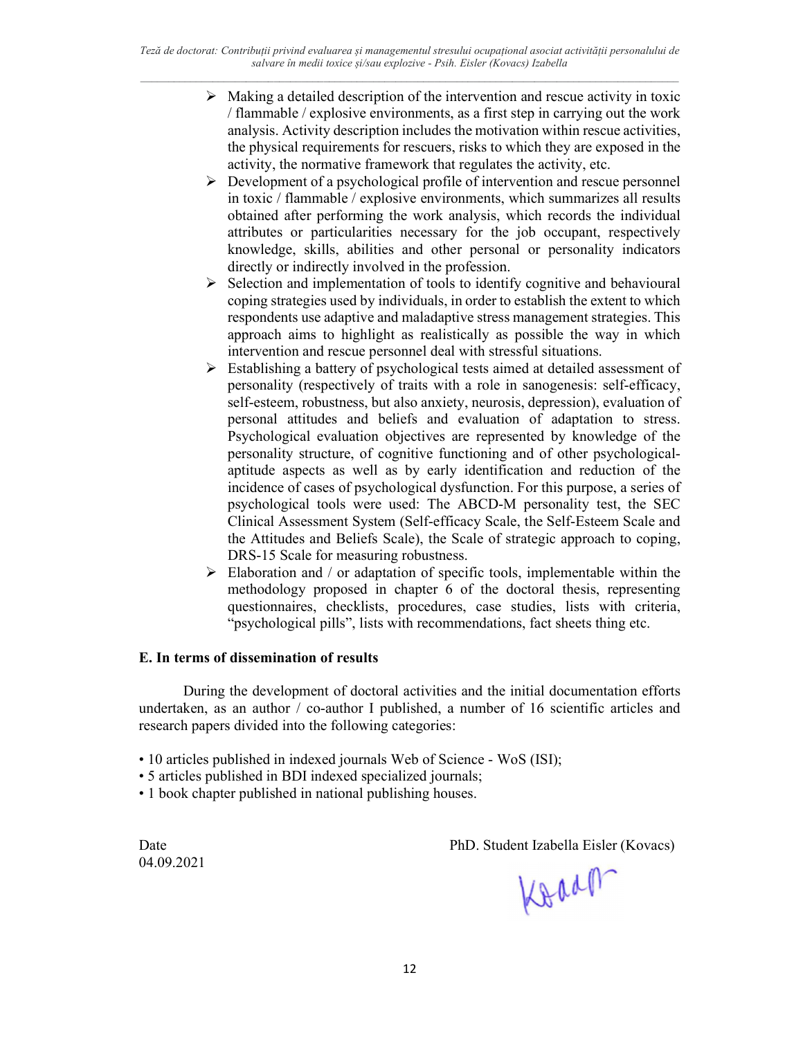- Making a detailed description of the intervention and rescue activity in toxic / flammable / explosive environments, as a first step in carrying out the work analysis. Activity description includes the motivation within rescue activities, the physical requirements for rescuers, risks to which they are exposed in the activity, the normative framework that regulates the activity, etc.
- Development of a psychological profile of intervention and rescue personnel in toxic / flammable / explosive environments, which summarizes all results obtained after performing the work analysis, which records the individual attributes or particularities necessary for the job occupant, respectively knowledge, skills, abilities and other personal or personality indicators directly or indirectly involved in the profession.
- Selection and implementation of tools to identify cognitive and behavioural coping strategies used by individuals, in order to establish the extent to which respondents use adaptive and maladaptive stress management strategies. This approach aims to highlight as realistically as possible the way in which intervention and rescue personnel deal with stressful situations.
- Establishing a battery of psychological tests aimed at detailed assessment of personality (respectively of traits with a role in sanogenesis: self-efficacy, self-esteem, robustness, but also anxiety, neurosis, depression), evaluation of personal attitudes and beliefs and evaluation of adaptation to stress. Psychological evaluation objectives are represented by knowledge of the personality structure, of cognitive functioning and of other psychological-aptitude aspects as well as by early identification and reduction of the incidence of cases of psychological dysfunction. For this purpose, a series of psychological tools were used: The ABCD-M personality test, the SEC Clinical Assessment System (Self-efficacy Scale, the Self-Esteem Scale and the Attitudes and Beliefs Scale), the Scale of strategic approach to coping, DRS-15 Scale for measuring robustness.
- Elaboration and / or adaptation of specific tools, implementable within the methodology proposed in chapter 6 of the doctoral thesis, representing questionnaires, checklists, procedures, case studies, lists with criteria, "psychological pills", lists with recommendations, fact sheets thing etc.

**E. In terms of dissemination of results**

During the development of doctoral activities and the initial documentation efforts undertaken, as an author / co-author I published, a number of 16 scientific articles and research papers divided into the following categories:

- 10 articles published in indexed journals Web of Science - WoS (ISI);
- 5 articles published in BDI indexed specialized journals;
- 1 book chapter published in national publishing houses.

Date
04.09.2021

PhD. Student Izabella Eisler (Kovacs)